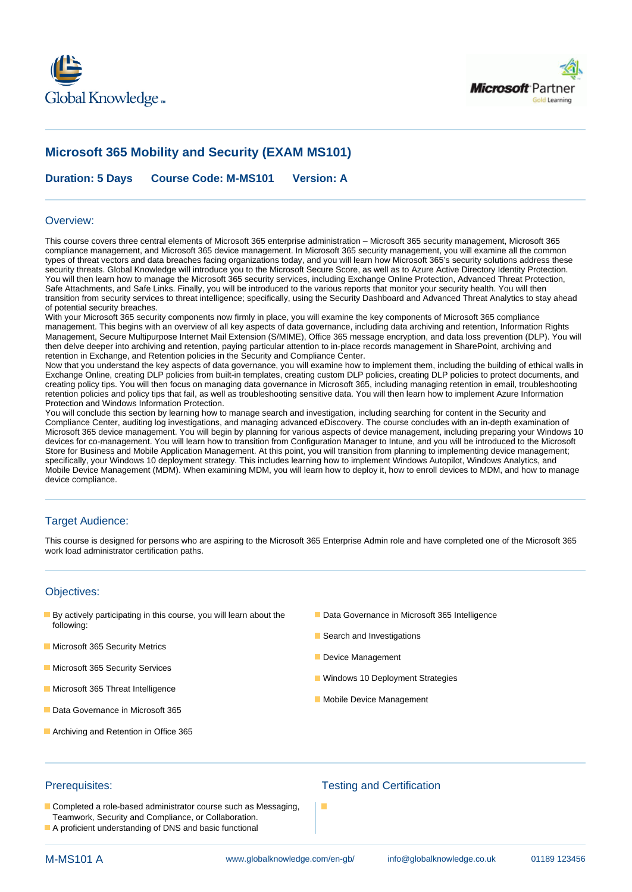# Microsoft 365 Mobility and Security (EXAM MS101)

**Duration: 5 Days    Course Code: M-MS101    Version: A**

## Overview:

This course covers three central elements of Microsoft 365 enterprise administration – Microsoft 365 security management, Microsoft 365 compliance management, and Microsoft 365 device management. In Microsoft 365 security management, you will examine all the common types of threat vectors and data breaches facing organizations today, and you will learn how Microsoft 365's security solutions address these security threats. Global Knowledge will introduce you to the Microsoft Secure Score, as well as to Azure Active Directory Identity Protection. You will then learn how to manage the Microsoft 365 security services, including Exchange Online Protection, Advanced Threat Protection, Safe Attachments, and Safe Links. Finally, you will be introduced to the various reports that monitor your security health. You will then transition from security services to threat intelligence; specifically, using the Security Dashboard and Advanced Threat Analytics to stay ahead of potential security breaches.
With your Microsoft 365 security components now firmly in place, you will examine the key components of Microsoft 365 compliance management. This begins with an overview of all key aspects of data governance, including data archiving and retention, Information Rights Management, Secure Multipurpose Internet Mail Extension (S/MIME), Office 365 message encryption, and data loss prevention (DLP). You will then delve deeper into archiving and retention, paying particular attention to in-place records management in SharePoint, archiving and retention in Exchange, and Retention policies in the Security and Compliance Center.
Now that you understand the key aspects of data governance, you will examine how to implement them, including the building of ethical walls in Exchange Online, creating DLP policies from built-in templates, creating custom DLP policies, creating DLP policies to protect documents, and creating policy tips. You will then focus on managing data governance in Microsoft 365, including managing retention in email, troubleshooting retention policies and policy tips that fail, as well as troubleshooting sensitive data. You will then learn how to implement Azure Information Protection and Windows Information Protection.
You will conclude this section by learning how to manage search and investigation, including searching for content in the Security and Compliance Center, auditing log investigations, and managing advanced eDiscovery. The course concludes with an in-depth examination of Microsoft 365 device management. You will begin by planning for various aspects of device management, including preparing your Windows 10 devices for co-management. You will learn how to transition from Configuration Manager to Intune, and you will be introduced to the Microsoft Store for Business and Mobile Application Management. At this point, you will transition from planning to implementing device management; specifically, your Windows 10 deployment strategy. This includes learning how to implement Windows Autopilot, Windows Analytics, and Mobile Device Management (MDM). When examining MDM, you will learn how to deploy it, how to enroll devices to MDM, and how to manage device compliance.

## Target Audience:

This course is designed for persons who are aspiring to the Microsoft 365 Enterprise Admin role and have completed one of the Microsoft 365 work load administrator certification paths.

## Objectives:

- By actively participating in this course, you will learn about the following:
- Microsoft 365 Security Metrics
- Microsoft 365 Security Services
- Microsoft 365 Threat Intelligence
- Data Governance in Microsoft 365
- Archiving and Retention in Office 365
- Data Governance in Microsoft 365 Intelligence
- Search and Investigations
- Device Management
- Windows 10 Deployment Strategies
- Mobile Device Management

## Prerequisites:

- Completed a role-based administrator course such as Messaging, Teamwork, Security and Compliance, or Collaboration.
- A proficient understanding of DNS and basic functional

## Testing and Certification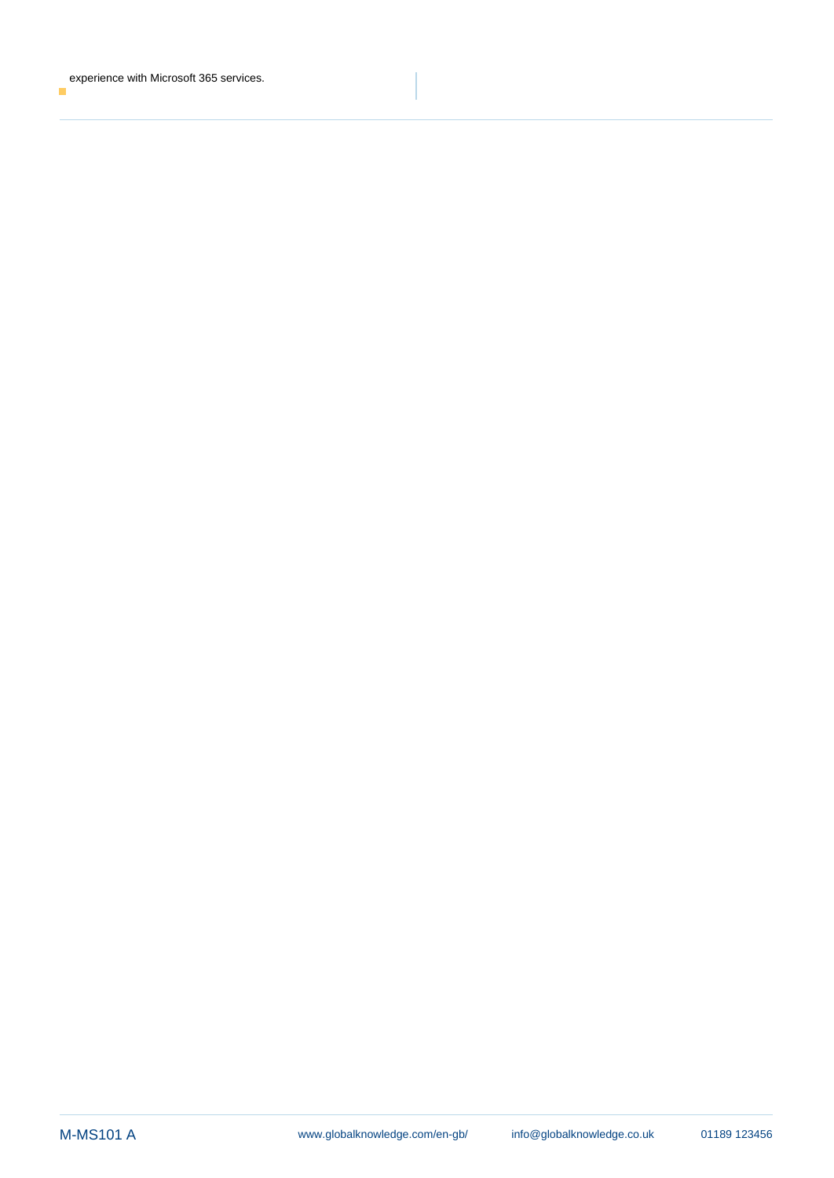experience with Microsoft 365 services.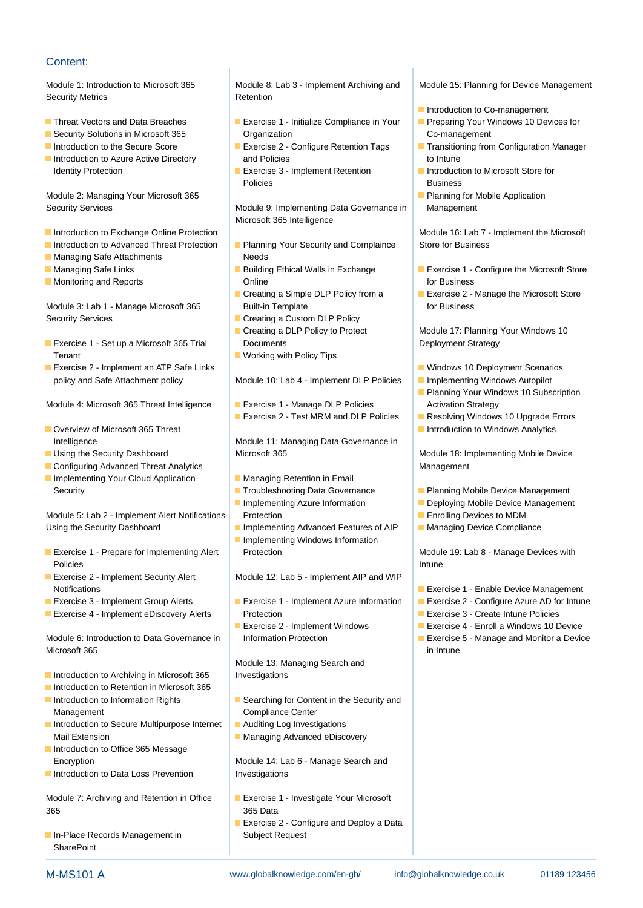## Content:

Module 1: Introduction to Microsoft 365 Security Metrics

- Threat Vectors and Data Breaches
- Security Solutions in Microsoft 365
- Introduction to the Secure Score
- Introduction to Azure Active Directory Identity Protection

Module 2: Managing Your Microsoft 365 Security Services

- Introduction to Exchange Online Protection
- Introduction to Advanced Threat Protection
- Managing Safe Attachments
- Managing Safe Links
- Monitoring and Reports

Module 3: Lab 1 - Manage Microsoft 365 Security Services

- Exercise 1 - Set up a Microsoft 365 Trial Tenant
- Exercise 2 - Implement an ATP Safe Links policy and Safe Attachment policy

Module 4: Microsoft 365 Threat Intelligence

- Overview of Microsoft 365 Threat Intelligence
- Using the Security Dashboard
- Configuring Advanced Threat Analytics
- Implementing Your Cloud Application Security

Module 5: Lab 2 - Implement Alert Notifications Using the Security Dashboard

- Exercise 1 - Prepare for implementing Alert Policies
- Exercise 2 - Implement Security Alert Notifications
- Exercise 3 - Implement Group Alerts
- Exercise 4 - Implement eDiscovery Alerts

Module 6: Introduction to Data Governance in Microsoft 365

- Introduction to Archiving in Microsoft 365
- Introduction to Retention in Microsoft 365
- Introduction to Information Rights Management
- Introduction to Secure Multipurpose Internet Mail Extension
- Introduction to Office 365 Message Encryption
- Introduction to Data Loss Prevention

Module 7: Archiving and Retention in Office 365

- In-Place Records Management in SharePoint

Module 8: Lab 3 - Implement Archiving and Retention

- Exercise 1 - Initialize Compliance in Your Organization
- Exercise 2 - Configure Retention Tags and Policies
- Exercise 3 - Implement Retention Policies

Module 9: Implementing Data Governance in Microsoft 365 Intelligence

- Planning Your Security and Compliance Needs
- Building Ethical Walls in Exchange Online
- Creating a Simple DLP Policy from a Built-in Template
- Creating a Custom DLP Policy
- Creating a DLP Policy to Protect Documents
- Working with Policy Tips

Module 10: Lab 4 - Implement DLP Policies

- Exercise 1 - Manage DLP Policies
- Exercise 2 - Test MRM and DLP Policies

Module 11: Managing Data Governance in Microsoft 365

- Managing Retention in Email
- Troubleshooting Data Governance
- Implementing Azure Information Protection
- Implementing Advanced Features of AIP
- Implementing Windows Information Protection

Module 12: Lab 5 - Implement AIP and WIP

- Exercise 1 - Implement Azure Information Protection
- Exercise 2 - Implement Windows Information Protection

Module 13: Managing Search and Investigations

- Searching for Content in the Security and Compliance Center
- Auditing Log Investigations
- Managing Advanced eDiscovery

Module 14: Lab 6 - Manage Search and Investigations

- Exercise 1 - Investigate Your Microsoft 365 Data
- Exercise 2 - Configure and Deploy a Data Subject Request

Module 15: Planning for Device Management

- Introduction to Co-management
- Preparing Your Windows 10 Devices for Co-management
- Transitioning from Configuration Manager to Intune
- Introduction to Microsoft Store for Business
- Planning for Mobile Application Management

Module 16: Lab 7 - Implement the Microsoft Store for Business

- Exercise 1 - Configure the Microsoft Store for Business
- Exercise 2 - Manage the Microsoft Store for Business

Module 17: Planning Your Windows 10 Deployment Strategy

- Windows 10 Deployment Scenarios
- Implementing Windows Autopilot
- Planning Your Windows 10 Subscription Activation Strategy
- Resolving Windows 10 Upgrade Errors
- Introduction to Windows Analytics

Module 18: Implementing Mobile Device Management

- Planning Mobile Device Management
- Deploying Mobile Device Management
- Enrolling Devices to MDM
- Managing Device Compliance

Module 19: Lab 8 - Manage Devices with Intune

- Exercise 1 - Enable Device Management
- Exercise 2 - Configure Azure AD for Intune
- Exercise 3 - Create Intune Policies
- Exercise 4 - Enroll a Windows 10 Device
- Exercise 5 - Manage and Monitor a Device in Intune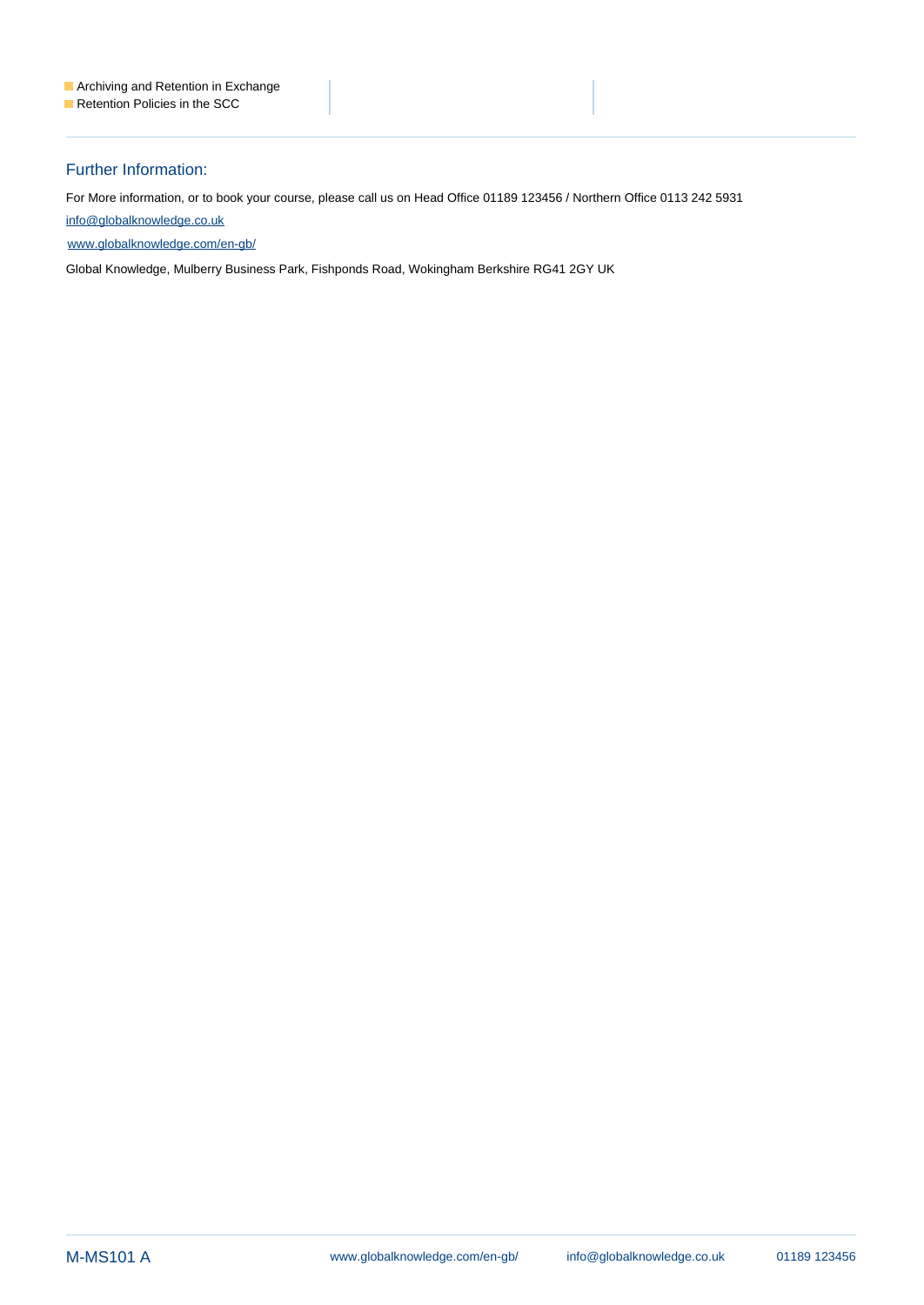- Archiving and Retention in Exchange
- Retention Policies in the SCC

## Further Information:

For More information, or to book your course, please call us on Head Office 01189 123456 / Northern Office 0113 242 5931

info@globalknowledge.co.uk

www.globalknowledge.com/en-gb/

Global Knowledge, Mulberry Business Park, Fishponds Road, Wokingham Berkshire RG41 2GY UK